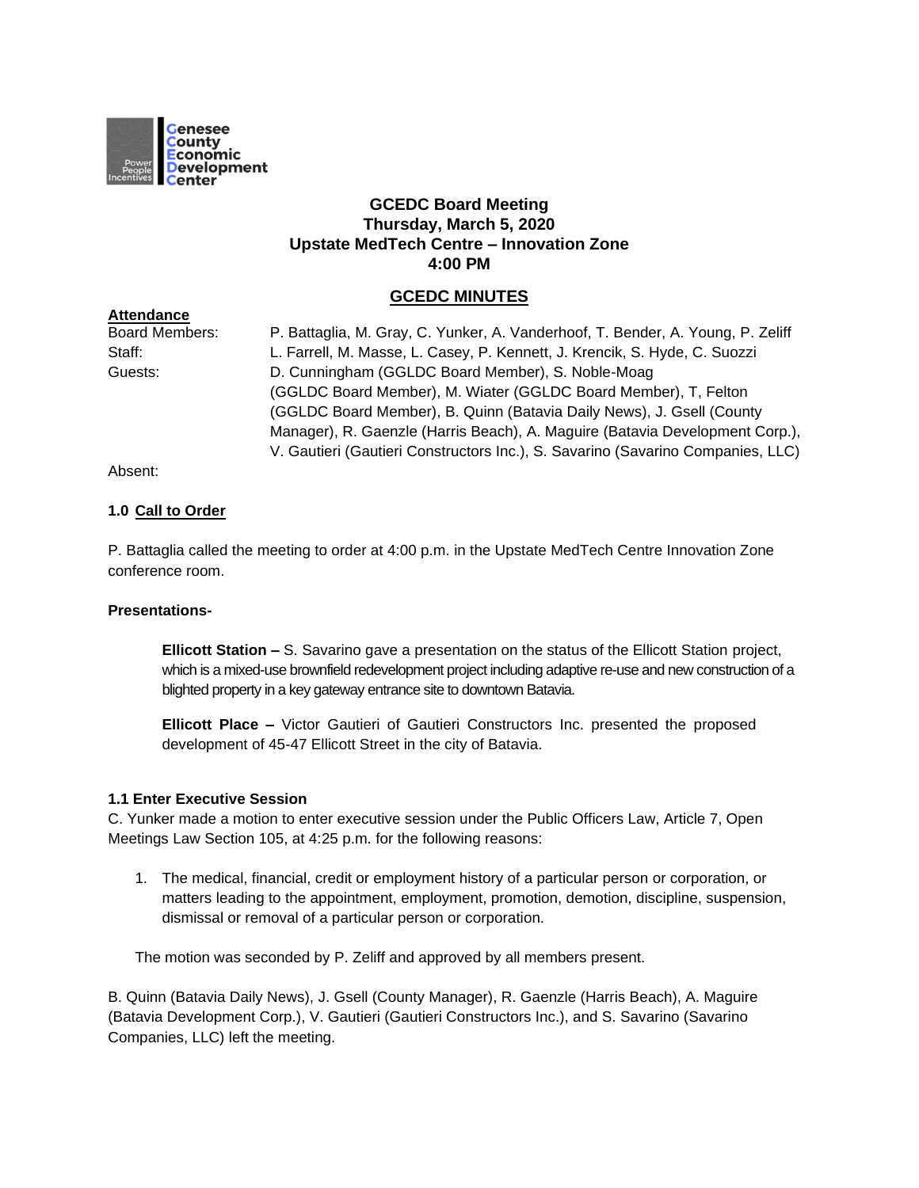Genesee County Economic Development Center

# GCEDC Board Meeting
## Thursday, March 5, 2020
## Upstate MedTech Centre – Innovation Zone
## 4:00 PM

## GCEDC MINUTES

**Attendance**

Board Members: P. Battaglia, M. Gray, C. Yunker, A. Vanderhoof, T. Bender, A. Young, P. Zeliff

Staff: L. Farrell, M. Masse, L. Casey, P. Kennett, J. Krencik, S. Hyde, C. Suozzi

Guests: D. Cunningham (GGLDC Board Member), S. Noble-Moag (GGLDC Board Member), M. Wiater (GGLDC Board Member), T, Felton (GGLDC Board Member), B. Quinn (Batavia Daily News), J. Gsell (County Manager), R. Gaenzle (Harris Beach), A. Maguire (Batavia Development Corp.), V. Gautieri (Gautieri Constructors Inc.), S. Savarino (Savarino Companies, LLC)

Absent:

### 1.0 Call to Order

P. Battaglia called the meeting to order at 4:00 p.m. in the Upstate MedTech Centre Innovation Zone conference room.

**Presentations-**

**Ellicott Station –** S. Savarino gave a presentation on the status of the Ellicott Station project, which is a mixed-use brownfield redevelopment project including adaptive re-use and new construction of a blighted property in a key gateway entrance site to downtown Batavia.

**Ellicott Place –** Victor Gautieri of Gautieri Constructors Inc. presented the proposed development of 45-47 Ellicott Street in the city of Batavia.

### 1.1 Enter Executive Session

C. Yunker made a motion to enter executive session under the Public Officers Law, Article 7, Open Meetings Law Section 105, at 4:25 p.m. for the following reasons:

1. The medical, financial, credit or employment history of a particular person or corporation, or matters leading to the appointment, employment, promotion, demotion, discipline, suspension, dismissal or removal of a particular person or corporation.

The motion was seconded by P. Zeliff and approved by all members present.

B. Quinn (Batavia Daily News), J. Gsell (County Manager), R. Gaenzle (Harris Beach), A. Maguire (Batavia Development Corp.), V. Gautieri (Gautieri Constructors Inc.), and S. Savarino (Savarino Companies, LLC) left the meeting.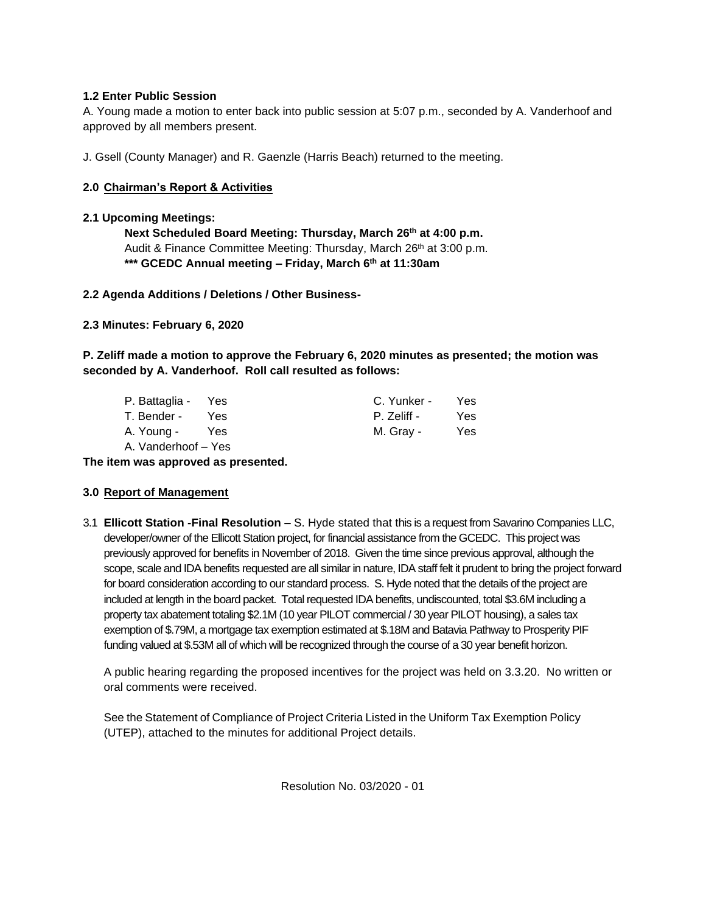**1.2 Enter Public Session**

A. Young made a motion to enter back into public session at 5:07 p.m., seconded by A. Vanderhoof and approved by all members present.

J. Gsell (County Manager) and R. Gaenzle (Harris Beach) returned to the meeting.

**2.0 Chairman's Report & Activities**

**2.1 Upcoming Meetings:**

**Next Scheduled Board Meeting: Thursday, March 26th at 4:00 p.m.**
Audit & Finance Committee Meeting: Thursday, March 26th at 3:00 p.m.
**\*\*\* GCEDC Annual meeting – Friday, March 6th at 11:30am**

**2.2 Agenda Additions / Deletions / Other Business-**

**2.3 Minutes: February 6, 2020**

**P. Zeliff made a motion to approve the February 6, 2020 minutes as presented; the motion was seconded by A. Vanderhoof. Roll call resulted as follows:**

| | | | |
|---|---|---|---|
| P. Battaglia - | Yes | C. Yunker - | Yes |
| T. Bender - | Yes | P. Zeliff - | Yes |
| A. Young - | Yes | M. Gray - | Yes |
| A. Vanderhoof – Yes | | | |

**The item was approved as presented.**

**3.0 Report of Management**

3.1 **Ellicott Station -Final Resolution –** S. Hyde stated that this is a request from Savarino Companies LLC, developer/owner of the Ellicott Station project, for financial assistance from the GCEDC. This project was previously approved for benefits in November of 2018. Given the time since previous approval, although the scope, scale and IDA benefits requested are all similar in nature, IDA staff felt it prudent to bring the project forward for board consideration according to our standard process. S. Hyde noted that the details of the project are included at length in the board packet. Total requested IDA benefits, undiscounted, total $3.6M including a property tax abatement totaling $2.1M (10 year PILOT commercial / 30 year PILOT housing), a sales tax exemption of $.79M, a mortgage tax exemption estimated at $.18M and Batavia Pathway to Prosperity PIF funding valued at $.53M all of which will be recognized through the course of a 30 year benefit horizon.

A public hearing regarding the proposed incentives for the project was held on 3.3.20. No written or oral comments were received.

See the Statement of Compliance of Project Criteria Listed in the Uniform Tax Exemption Policy (UTEP), attached to the minutes for additional Project details.

Resolution No. 03/2020 - 01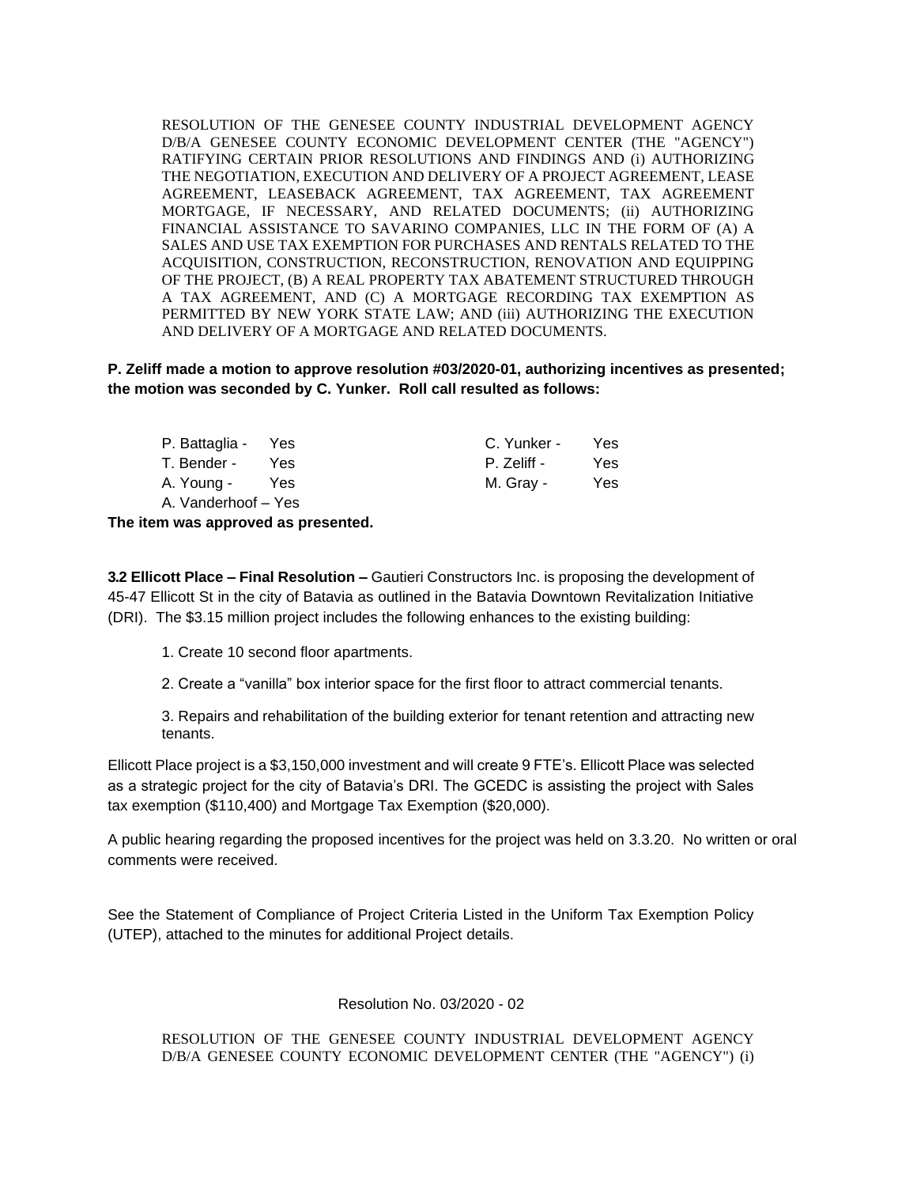RESOLUTION OF THE GENESEE COUNTY INDUSTRIAL DEVELOPMENT AGENCY D/B/A GENESEE COUNTY ECONOMIC DEVELOPMENT CENTER (THE "AGENCY") RATIFYING CERTAIN PRIOR RESOLUTIONS AND FINDINGS AND (i) AUTHORIZING THE NEGOTIATION, EXECUTION AND DELIVERY OF A PROJECT AGREEMENT, LEASE AGREEMENT, LEASEBACK AGREEMENT, TAX AGREEMENT, TAX AGREEMENT MORTGAGE, IF NECESSARY, AND RELATED DOCUMENTS; (ii) AUTHORIZING FINANCIAL ASSISTANCE TO SAVARINO COMPANIES, LLC IN THE FORM OF (A) A SALES AND USE TAX EXEMPTION FOR PURCHASES AND RENTALS RELATED TO THE ACQUISITION, CONSTRUCTION, RECONSTRUCTION, RENOVATION AND EQUIPPING OF THE PROJECT, (B) A REAL PROPERTY TAX ABATEMENT STRUCTURED THROUGH A TAX AGREEMENT, AND (C) A MORTGAGE RECORDING TAX EXEMPTION AS PERMITTED BY NEW YORK STATE LAW; AND (iii) AUTHORIZING THE EXECUTION AND DELIVERY OF A MORTGAGE AND RELATED DOCUMENTS.

**P. Zeliff made a motion to approve resolution #03/2020-01, authorizing incentives as presented; the motion was seconded by C. Yunker. Roll call resulted as follows:**

P. Battaglia - Yes
T. Bender - Yes
A. Young - Yes
A. Vanderhoof – Yes
C. Yunker - Yes
P. Zeliff - Yes
M. Gray - Yes

**The item was approved as presented.**

**3.2 Ellicott Place – Final Resolution –** Gautieri Constructors Inc. is proposing the development of 45-47 Ellicott St in the city of Batavia as outlined in the Batavia Downtown Revitalization Initiative (DRI). The $3.15 million project includes the following enhances to the existing building:

1. Create 10 second floor apartments.
2. Create a "vanilla" box interior space for the first floor to attract commercial tenants.
3. Repairs and rehabilitation of the building exterior for tenant retention and attracting new tenants.

Ellicott Place project is a $3,150,000 investment and will create 9 FTE's. Ellicott Place was selected as a strategic project for the city of Batavia's DRI. The GCEDC is assisting the project with Sales tax exemption ($110,400) and Mortgage Tax Exemption ($20,000).

A public hearing regarding the proposed incentives for the project was held on 3.3.20. No written or oral comments were received.

See the Statement of Compliance of Project Criteria Listed in the Uniform Tax Exemption Policy (UTEP), attached to the minutes for additional Project details.

Resolution No. 03/2020 - 02

RESOLUTION OF THE GENESEE COUNTY INDUSTRIAL DEVELOPMENT AGENCY D/B/A GENESEE COUNTY ECONOMIC DEVELOPMENT CENTER (THE "AGENCY") (i)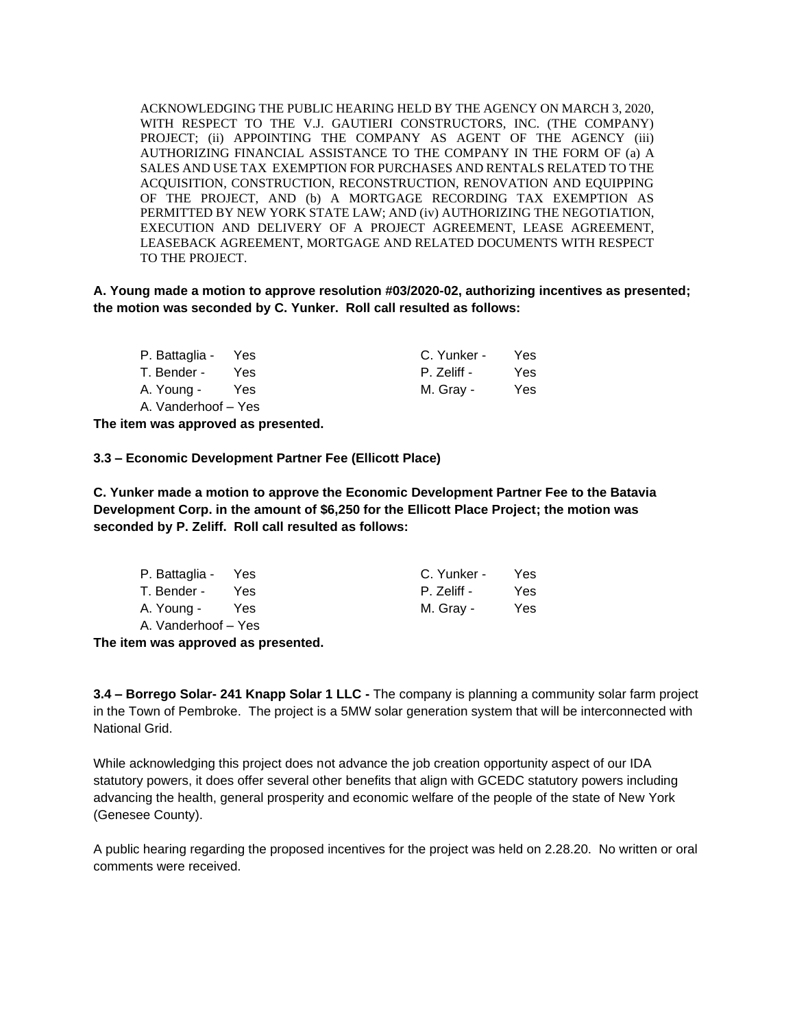ACKNOWLEDGING THE PUBLIC HEARING HELD BY THE AGENCY ON MARCH 3, 2020, WITH RESPECT TO THE V.J. GAUTIERI CONSTRUCTORS, INC. (THE COMPANY) PROJECT; (ii) APPOINTING THE COMPANY AS AGENT OF THE AGENCY (iii) AUTHORIZING FINANCIAL ASSISTANCE TO THE COMPANY IN THE FORM OF (a) A SALES AND USE TAX EXEMPTION FOR PURCHASES AND RENTALS RELATED TO THE ACQUISITION, CONSTRUCTION, RECONSTRUCTION, RENOVATION AND EQUIPPING OF THE PROJECT, AND (b) A MORTGAGE RECORDING TAX EXEMPTION AS PERMITTED BY NEW YORK STATE LAW; AND (iv) AUTHORIZING THE NEGOTIATION, EXECUTION AND DELIVERY OF A PROJECT AGREEMENT, LEASE AGREEMENT, LEASEBACK AGREEMENT, MORTGAGE AND RELATED DOCUMENTS WITH RESPECT TO THE PROJECT.

**A. Young made a motion to approve resolution #03/2020-02, authorizing incentives as presented; the motion was seconded by C. Yunker. Roll call resulted as follows:**

P. Battaglia - Yes
T. Bender - Yes
A. Young - Yes
A. Vanderhoof – Yes
C. Yunker - Yes
P. Zeliff - Yes
M. Gray - Yes

**The item was approved as presented.**

**3.3 – Economic Development Partner Fee (Ellicott Place)**

**C. Yunker made a motion to approve the Economic Development Partner Fee to the Batavia Development Corp. in the amount of $6,250 for the Ellicott Place Project; the motion was seconded by P. Zeliff. Roll call resulted as follows:**

P. Battaglia - Yes
T. Bender - Yes
A. Young - Yes
A. Vanderhoof – Yes
C. Yunker - Yes
P. Zeliff - Yes
M. Gray - Yes

**The item was approved as presented.**

**3.4 – Borrego Solar- 241 Knapp Solar 1 LLC -** The company is planning a community solar farm project in the Town of Pembroke. The project is a 5MW solar generation system that will be interconnected with National Grid.

While acknowledging this project does not advance the job creation opportunity aspect of our IDA statutory powers, it does offer several other benefits that align with GCEDC statutory powers including advancing the health, general prosperity and economic welfare of the people of the state of New York (Genesee County).

A public hearing regarding the proposed incentives for the project was held on 2.28.20. No written or oral comments were received.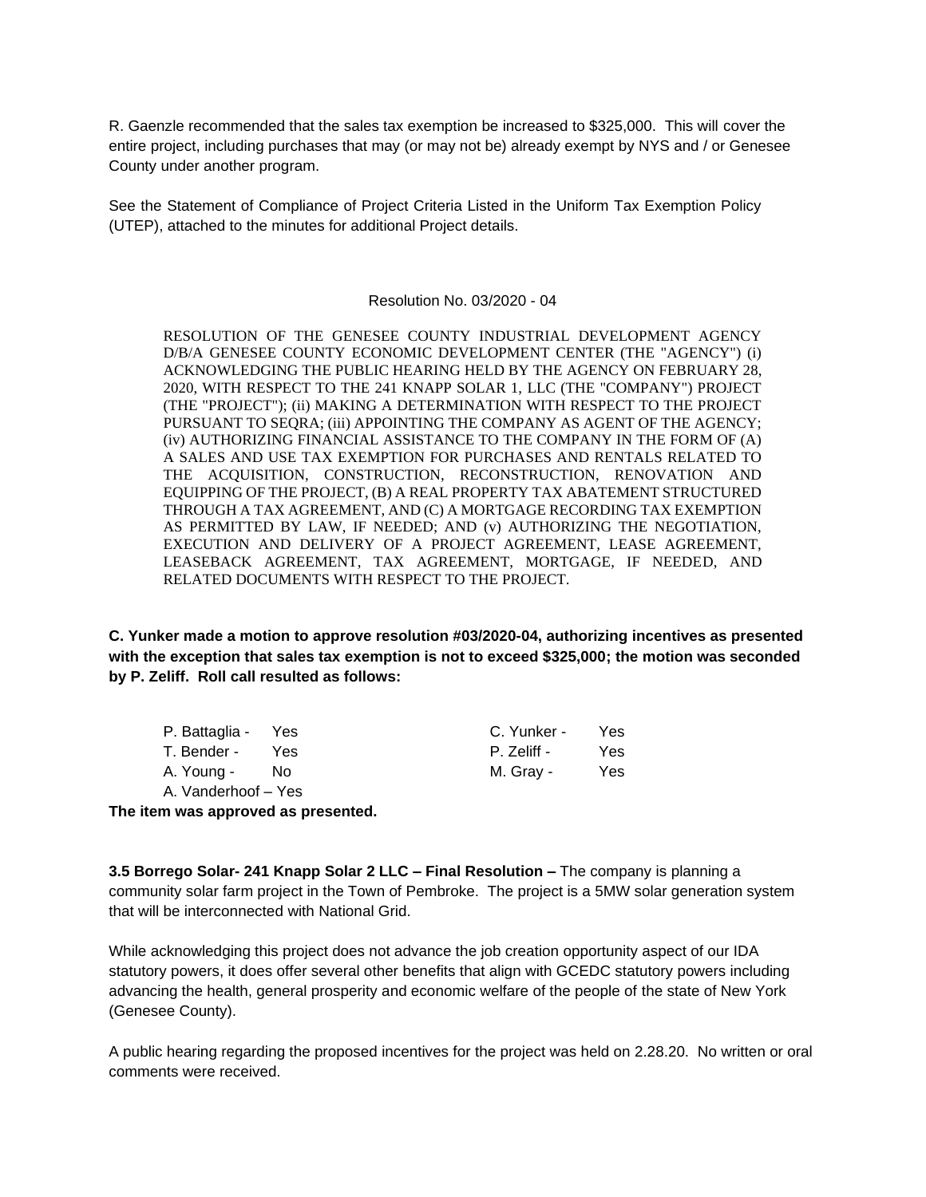R. Gaenzle recommended that the sales tax exemption be increased to $325,000. This will cover the entire project, including purchases that may (or may not be) already exempt by NYS and / or Genesee County under another program.

See the Statement of Compliance of Project Criteria Listed in the Uniform Tax Exemption Policy (UTEP), attached to the minutes for additional Project details.

Resolution No. 03/2020 - 04

RESOLUTION OF THE GENESEE COUNTY INDUSTRIAL DEVELOPMENT AGENCY D/B/A GENESEE COUNTY ECONOMIC DEVELOPMENT CENTER (THE "AGENCY") (i) ACKNOWLEDGING THE PUBLIC HEARING HELD BY THE AGENCY ON FEBRUARY 28, 2020, WITH RESPECT TO THE 241 KNAPP SOLAR 1, LLC (THE "COMPANY") PROJECT (THE "PROJECT"); (ii) MAKING A DETERMINATION WITH RESPECT TO THE PROJECT PURSUANT TO SEQRA; (iii) APPOINTING THE COMPANY AS AGENT OF THE AGENCY; (iv) AUTHORIZING FINANCIAL ASSISTANCE TO THE COMPANY IN THE FORM OF (A) A SALES AND USE TAX EXEMPTION FOR PURCHASES AND RENTALS RELATED TO THE ACQUISITION, CONSTRUCTION, RECONSTRUCTION, RENOVATION AND EQUIPPING OF THE PROJECT, (B) A REAL PROPERTY TAX ABATEMENT STRUCTURED THROUGH A TAX AGREEMENT, AND (C) A MORTGAGE RECORDING TAX EXEMPTION AS PERMITTED BY LAW, IF NEEDED; AND (v) AUTHORIZING THE NEGOTIATION, EXECUTION AND DELIVERY OF A PROJECT AGREEMENT, LEASE AGREEMENT, LEASEBACK AGREEMENT, TAX AGREEMENT, MORTGAGE, IF NEEDED, AND RELATED DOCUMENTS WITH RESPECT TO THE PROJECT.

**C. Yunker made a motion to approve resolution #03/2020-04, authorizing incentives as presented with the exception that sales tax exemption is not to exceed $325,000; the motion was seconded by P. Zeliff. Roll call resulted as follows:**

P. Battaglia - Yes
T. Bender - Yes
A. Young - No
A. Vanderhoof – Yes
C. Yunker - Yes
P. Zeliff - Yes
M. Gray - Yes

**The item was approved as presented.**

**3.5 Borrego Solar- 241 Knapp Solar 2 LLC – Final Resolution –** The company is planning a community solar farm project in the Town of Pembroke. The project is a 5MW solar generation system that will be interconnected with National Grid.

While acknowledging this project does not advance the job creation opportunity aspect of our IDA statutory powers, it does offer several other benefits that align with GCEDC statutory powers including advancing the health, general prosperity and economic welfare of the people of the state of New York (Genesee County).

A public hearing regarding the proposed incentives for the project was held on 2.28.20. No written or oral comments were received.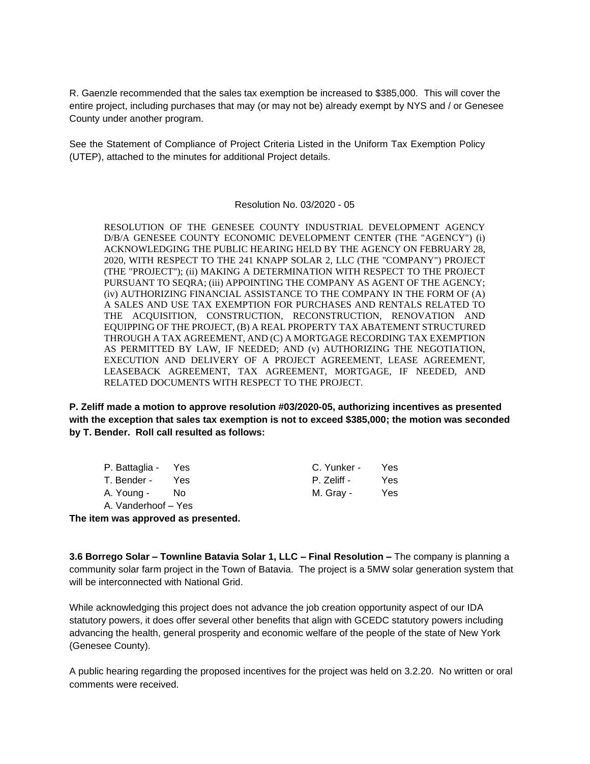R. Gaenzle recommended that the sales tax exemption be increased to $385,000. This will cover the entire project, including purchases that may (or may not be) already exempt by NYS and / or Genesee County under another program.

See the Statement of Compliance of Project Criteria Listed in the Uniform Tax Exemption Policy (UTEP), attached to the minutes for additional Project details.

Resolution No. 03/2020 - 05

RESOLUTION OF THE GENESEE COUNTY INDUSTRIAL DEVELOPMENT AGENCY D/B/A GENESEE COUNTY ECONOMIC DEVELOPMENT CENTER (THE "AGENCY") (i) ACKNOWLEDGING THE PUBLIC HEARING HELD BY THE AGENCY ON FEBRUARY 28, 2020, WITH RESPECT TO THE 241 KNAPP SOLAR 2, LLC (THE "COMPANY") PROJECT (THE "PROJECT"); (ii) MAKING A DETERMINATION WITH RESPECT TO THE PROJECT PURSUANT TO SEQRA; (iii) APPOINTING THE COMPANY AS AGENT OF THE AGENCY; (iv) AUTHORIZING FINANCIAL ASSISTANCE TO THE COMPANY IN THE FORM OF (A) A SALES AND USE TAX EXEMPTION FOR PURCHASES AND RENTALS RELATED TO THE ACQUISITION, CONSTRUCTION, RECONSTRUCTION, RENOVATION AND EQUIPPING OF THE PROJECT, (B) A REAL PROPERTY TAX ABATEMENT STRUCTURED THROUGH A TAX AGREEMENT, AND (C) A MORTGAGE RECORDING TAX EXEMPTION AS PERMITTED BY LAW, IF NEEDED; AND (v) AUTHORIZING THE NEGOTIATION, EXECUTION AND DELIVERY OF A PROJECT AGREEMENT, LEASE AGREEMENT, LEASEBACK AGREEMENT, TAX AGREEMENT, MORTGAGE, IF NEEDED, AND RELATED DOCUMENTS WITH RESPECT TO THE PROJECT.

**P. Zeliff made a motion to approve resolution #03/2020-05, authorizing incentives as presented with the exception that sales tax exemption is not to exceed $385,000; the motion was seconded by T. Bender. Roll call resulted as follows:**

| | | | |
|---|---|---|---|
| P. Battaglia - | Yes | C. Yunker - | Yes |
| T. Bender - | Yes | P. Zeliff - | Yes |
| A. Young - | No | M. Gray - | Yes |
| A. Vanderhoof – Yes | | | |

**The item was approved as presented.**

**3.6 Borrego Solar – Townline Batavia Solar 1, LLC – Final Resolution –** The company is planning a community solar farm project in the Town of Batavia. The project is a 5MW solar generation system that will be interconnected with National Grid.

While acknowledging this project does not advance the job creation opportunity aspect of our IDA statutory powers, it does offer several other benefits that align with GCEDC statutory powers including advancing the health, general prosperity and economic welfare of the people of the state of New York (Genesee County).

A public hearing regarding the proposed incentives for the project was held on 3.2.20. No written or oral comments were received.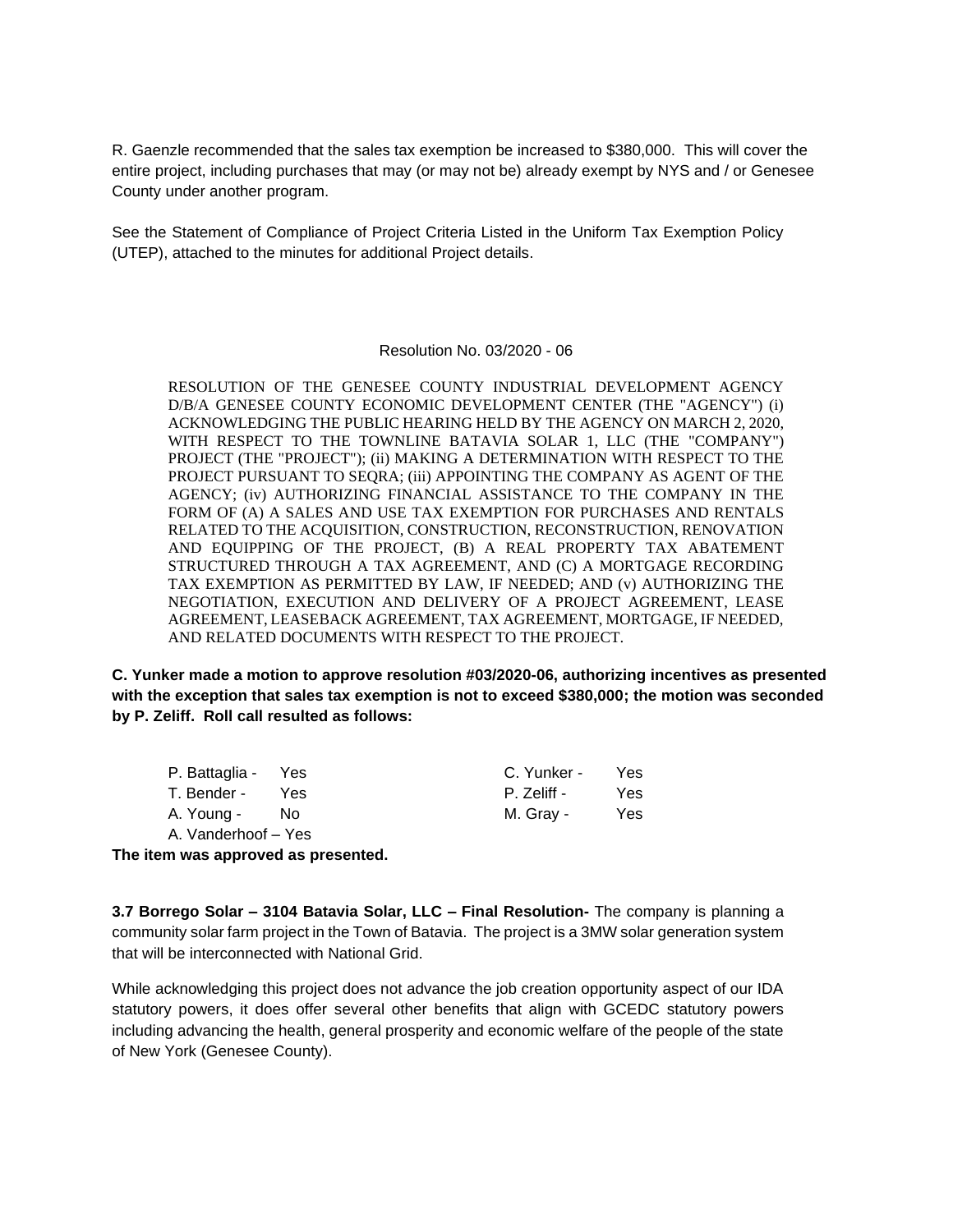R. Gaenzle recommended that the sales tax exemption be increased to $380,000. This will cover the entire project, including purchases that may (or may not be) already exempt by NYS and / or Genesee County under another program.

See the Statement of Compliance of Project Criteria Listed in the Uniform Tax Exemption Policy (UTEP), attached to the minutes for additional Project details.

Resolution No. 03/2020 - 06

RESOLUTION OF THE GENESEE COUNTY INDUSTRIAL DEVELOPMENT AGENCY D/B/A GENESEE COUNTY ECONOMIC DEVELOPMENT CENTER (THE "AGENCY") (i) ACKNOWLEDGING THE PUBLIC HEARING HELD BY THE AGENCY ON MARCH 2, 2020, WITH RESPECT TO THE TOWNLINE BATAVIA SOLAR 1, LLC (THE "COMPANY") PROJECT (THE "PROJECT"); (ii) MAKING A DETERMINATION WITH RESPECT TO THE PROJECT PURSUANT TO SEQRA; (iii) APPOINTING THE COMPANY AS AGENT OF THE AGENCY; (iv) AUTHORIZING FINANCIAL ASSISTANCE TO THE COMPANY IN THE FORM OF (A) A SALES AND USE TAX EXEMPTION FOR PURCHASES AND RENTALS RELATED TO THE ACQUISITION, CONSTRUCTION, RECONSTRUCTION, RENOVATION AND EQUIPPING OF THE PROJECT, (B) A REAL PROPERTY TAX ABATEMENT STRUCTURED THROUGH A TAX AGREEMENT, AND (C) A MORTGAGE RECORDING TAX EXEMPTION AS PERMITTED BY LAW, IF NEEDED; AND (v) AUTHORIZING THE NEGOTIATION, EXECUTION AND DELIVERY OF A PROJECT AGREEMENT, LEASE AGREEMENT, LEASEBACK AGREEMENT, TAX AGREEMENT, MORTGAGE, IF NEEDED, AND RELATED DOCUMENTS WITH RESPECT TO THE PROJECT.

**C. Yunker made a motion to approve resolution #03/2020-06, authorizing incentives as presented with the exception that sales tax exemption is not to exceed $380,000; the motion was seconded by P. Zeliff. Roll call resulted as follows:**

P. Battaglia - Yes
T. Bender - Yes
A. Young - No
A. Vanderhoof – Yes
C. Yunker - Yes
P. Zeliff - Yes
M. Gray - Yes

**The item was approved as presented.**

**3.7 Borrego Solar – 3104 Batavia Solar, LLC – Final Resolution-** The company is planning a community solar farm project in the Town of Batavia. The project is a 3MW solar generation system that will be interconnected with National Grid.

While acknowledging this project does not advance the job creation opportunity aspect of our IDA statutory powers, it does offer several other benefits that align with GCEDC statutory powers including advancing the health, general prosperity and economic welfare of the people of the state of New York (Genesee County).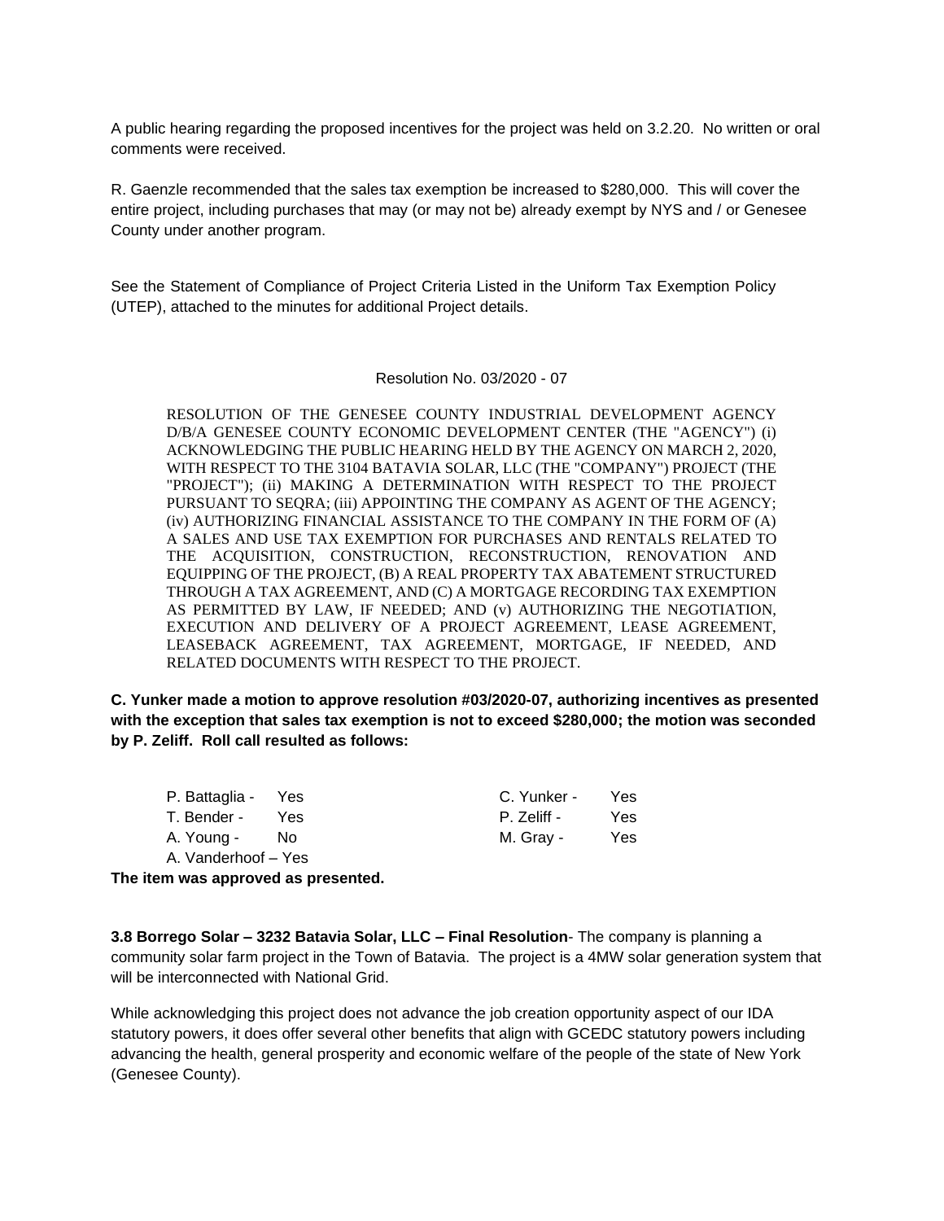A public hearing regarding the proposed incentives for the project was held on 3.2.20. No written or oral comments were received.

R. Gaenzle recommended that the sales tax exemption be increased to $280,000. This will cover the entire project, including purchases that may (or may not be) already exempt by NYS and / or Genesee County under another program.

See the Statement of Compliance of Project Criteria Listed in the Uniform Tax Exemption Policy (UTEP), attached to the minutes for additional Project details.

Resolution No. 03/2020 - 07

RESOLUTION OF THE GENESEE COUNTY INDUSTRIAL DEVELOPMENT AGENCY D/B/A GENESEE COUNTY ECONOMIC DEVELOPMENT CENTER (THE "AGENCY") (i) ACKNOWLEDGING THE PUBLIC HEARING HELD BY THE AGENCY ON MARCH 2, 2020, WITH RESPECT TO THE 3104 BATAVIA SOLAR, LLC (THE "COMPANY") PROJECT (THE "PROJECT"); (ii) MAKING A DETERMINATION WITH RESPECT TO THE PROJECT PURSUANT TO SEQRA; (iii) APPOINTING THE COMPANY AS AGENT OF THE AGENCY; (iv) AUTHORIZING FINANCIAL ASSISTANCE TO THE COMPANY IN THE FORM OF (A) A SALES AND USE TAX EXEMPTION FOR PURCHASES AND RENTALS RELATED TO THE ACQUISITION, CONSTRUCTION, RECONSTRUCTION, RENOVATION AND EQUIPPING OF THE PROJECT, (B) A REAL PROPERTY TAX ABATEMENT STRUCTURED THROUGH A TAX AGREEMENT, AND (C) A MORTGAGE RECORDING TAX EXEMPTION AS PERMITTED BY LAW, IF NEEDED; AND (v) AUTHORIZING THE NEGOTIATION, EXECUTION AND DELIVERY OF A PROJECT AGREEMENT, LEASE AGREEMENT, LEASEBACK AGREEMENT, TAX AGREEMENT, MORTGAGE, IF NEEDED, AND RELATED DOCUMENTS WITH RESPECT TO THE PROJECT.

**C. Yunker made a motion to approve resolution #03/2020-07, authorizing incentives as presented with the exception that sales tax exemption is not to exceed $280,000; the motion was seconded by P. Zeliff. Roll call resulted as follows:**

P. Battaglia - Yes
T. Bender - Yes
A. Young - No
A. Vanderhoof – Yes
C. Yunker - Yes
P. Zeliff - Yes
M. Gray - Yes

**The item was approved as presented.**

**3.8 Borrego Solar – 3232 Batavia Solar, LLC – Final Resolution**- The company is planning a community solar farm project in the Town of Batavia. The project is a 4MW solar generation system that will be interconnected with National Grid.

While acknowledging this project does not advance the job creation opportunity aspect of our IDA statutory powers, it does offer several other benefits that align with GCEDC statutory powers including advancing the health, general prosperity and economic welfare of the people of the state of New York (Genesee County).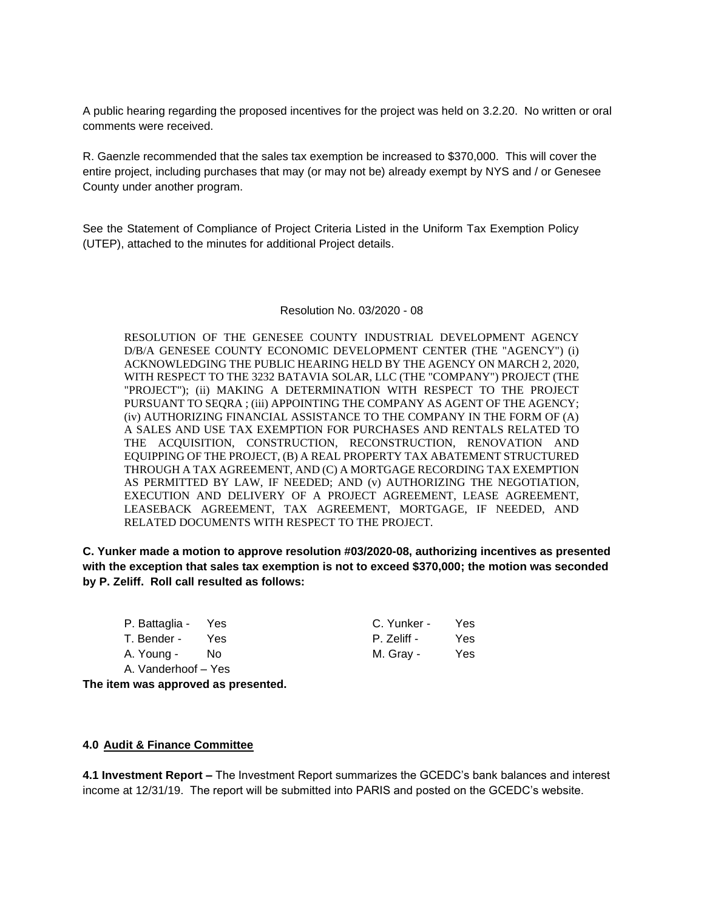A public hearing regarding the proposed incentives for the project was held on 3.2.20. No written or oral comments were received.

R. Gaenzle recommended that the sales tax exemption be increased to $370,000. This will cover the entire project, including purchases that may (or may not be) already exempt by NYS and / or Genesee County under another program.

See the Statement of Compliance of Project Criteria Listed in the Uniform Tax Exemption Policy (UTEP), attached to the minutes for additional Project details.

Resolution No. 03/2020 - 08

RESOLUTION OF THE GENESEE COUNTY INDUSTRIAL DEVELOPMENT AGENCY D/B/A GENESEE COUNTY ECONOMIC DEVELOPMENT CENTER (THE "AGENCY") (i) ACKNOWLEDGING THE PUBLIC HEARING HELD BY THE AGENCY ON MARCH 2, 2020, WITH RESPECT TO THE 3232 BATAVIA SOLAR, LLC (THE "COMPANY") PROJECT (THE "PROJECT"); (ii) MAKING A DETERMINATION WITH RESPECT TO THE PROJECT PURSUANT TO SEQRA ; (iii) APPOINTING THE COMPANY AS AGENT OF THE AGENCY; (iv) AUTHORIZING FINANCIAL ASSISTANCE TO THE COMPANY IN THE FORM OF (A) A SALES AND USE TAX EXEMPTION FOR PURCHASES AND RENTALS RELATED TO THE ACQUISITION, CONSTRUCTION, RECONSTRUCTION, RENOVATION AND EQUIPPING OF THE PROJECT, (B) A REAL PROPERTY TAX ABATEMENT STRUCTURED THROUGH A TAX AGREEMENT, AND (C) A MORTGAGE RECORDING TAX EXEMPTION AS PERMITTED BY LAW, IF NEEDED; AND (v) AUTHORIZING THE NEGOTIATION, EXECUTION AND DELIVERY OF A PROJECT AGREEMENT, LEASE AGREEMENT, LEASEBACK AGREEMENT, TAX AGREEMENT, MORTGAGE, IF NEEDED, AND RELATED DOCUMENTS WITH RESPECT TO THE PROJECT.

**C. Yunker made a motion to approve resolution #03/2020-08, authorizing incentives as presented with the exception that sales tax exemption is not to exceed $370,000; the motion was seconded by P. Zeliff. Roll call resulted as follows:**

P. Battaglia - Yes
T. Bender - Yes
A. Young - No
A. Vanderhoof – Yes
C. Yunker - Yes
P. Zeliff - Yes
M. Gray - Yes

**The item was approved as presented.**

**4.0 Audit & Finance Committee**

**4.1 Investment Report –** The Investment Report summarizes the GCEDC's bank balances and interest income at 12/31/19. The report will be submitted into PARIS and posted on the GCEDC's website.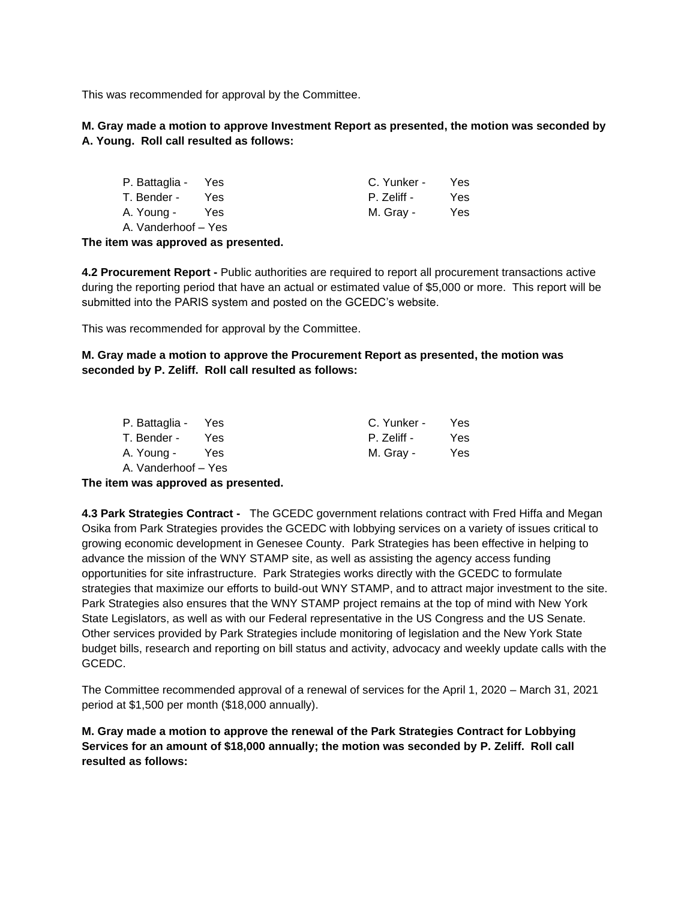This was recommended for approval by the Committee.

**M. Gray made a motion to approve Investment Report as presented, the motion was seconded by A. Young. Roll call resulted as follows:**

| | | | |
|---|---|---|---|
| P. Battaglia - | Yes | C. Yunker - | Yes |
| T. Bender - | Yes | P. Zeliff - | Yes |
| A. Young - | Yes | M. Gray - | Yes |
| A. Vanderhoof – | Yes | | |

**The item was approved as presented.**

**4.2 Procurement Report -** Public authorities are required to report all procurement transactions active during the reporting period that have an actual or estimated value of $5,000 or more. This report will be submitted into the PARIS system and posted on the GCEDC's website.

This was recommended for approval by the Committee.

**M. Gray made a motion to approve the Procurement Report as presented, the motion was seconded by P. Zeliff. Roll call resulted as follows:**

| | | | |
|---|---|---|---|
| P. Battaglia - | Yes | C. Yunker - | Yes |
| T. Bender - | Yes | P. Zeliff - | Yes |
| A. Young - | Yes | M. Gray - | Yes |
| A. Vanderhoof – | Yes | | |

**The item was approved as presented.**

**4.3 Park Strategies Contract -** The GCEDC government relations contract with Fred Hiffa and Megan Osika from Park Strategies provides the GCEDC with lobbying services on a variety of issues critical to growing economic development in Genesee County. Park Strategies has been effective in helping to advance the mission of the WNY STAMP site, as well as assisting the agency access funding opportunities for site infrastructure. Park Strategies works directly with the GCEDC to formulate strategies that maximize our efforts to build-out WNY STAMP, and to attract major investment to the site. Park Strategies also ensures that the WNY STAMP project remains at the top of mind with New York State Legislators, as well as with our Federal representative in the US Congress and the US Senate. Other services provided by Park Strategies include monitoring of legislation and the New York State budget bills, research and reporting on bill status and activity, advocacy and weekly update calls with the GCEDC.

The Committee recommended approval of a renewal of services for the April 1, 2020 – March 31, 2021 period at $1,500 per month ($18,000 annually).

**M. Gray made a motion to approve the renewal of the Park Strategies Contract for Lobbying Services for an amount of $18,000 annually; the motion was seconded by P. Zeliff. Roll call resulted as follows:**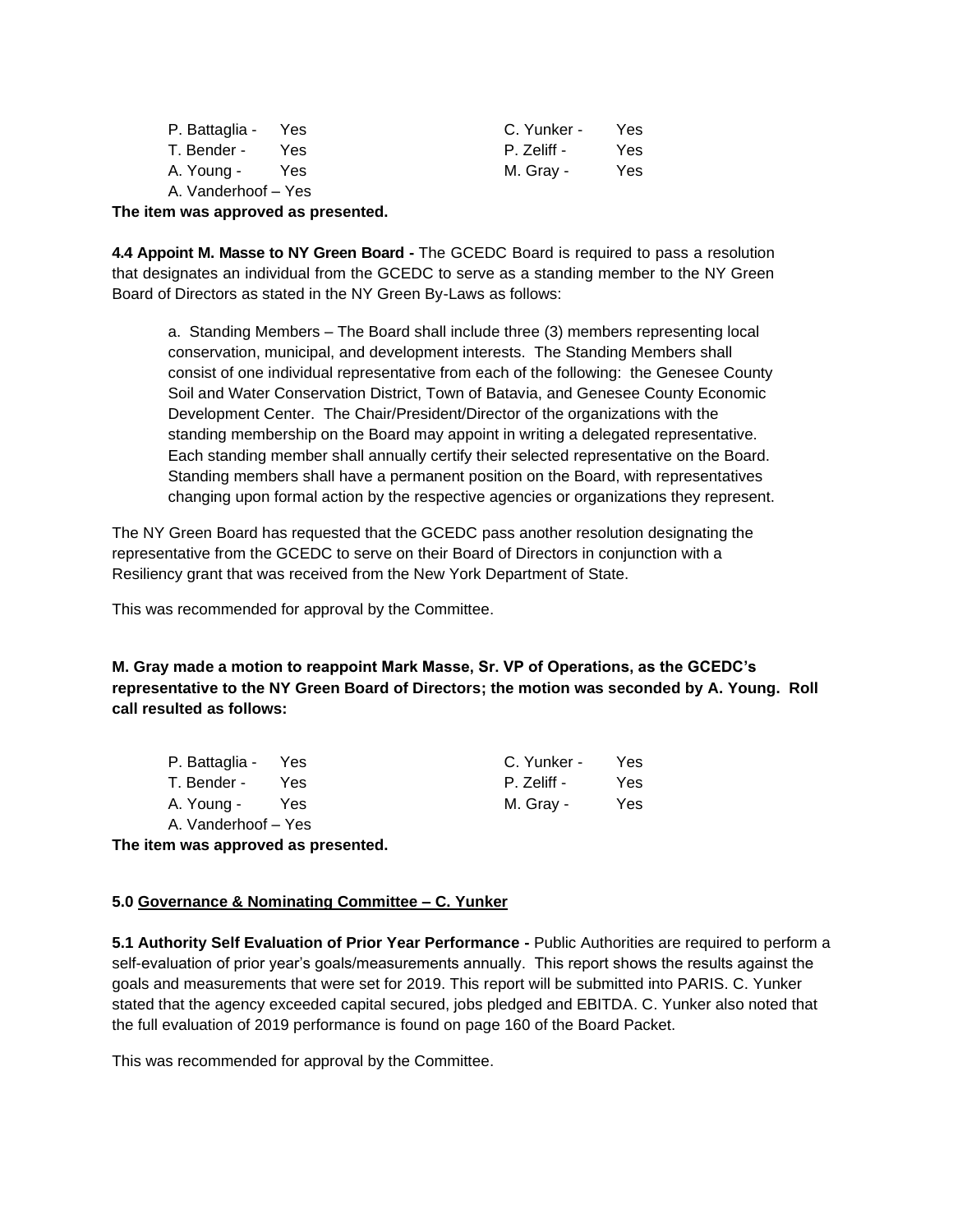P. Battaglia - Yes  
T. Bender - Yes  
A. Young - Yes  
A. Vanderhoof – Yes  
C. Yunker - Yes  
P. Zeliff - Yes  
M. Gray - Yes

**The item was approved as presented.**

**4.4 Appoint M. Masse to NY Green Board -** The GCEDC Board is required to pass a resolution that designates an individual from the GCEDC to serve as a standing member to the NY Green Board of Directors as stated in the NY Green By-Laws as follows:

> a. Standing Members – The Board shall include three (3) members representing local conservation, municipal, and development interests. The Standing Members shall consist of one individual representative from each of the following: the Genesee County Soil and Water Conservation District, Town of Batavia, and Genesee County Economic Development Center. The Chair/President/Director of the organizations with the standing membership on the Board may appoint in writing a delegated representative. Each standing member shall annually certify their selected representative on the Board. Standing members shall have a permanent position on the Board, with representatives changing upon formal action by the respective agencies or organizations they represent.

The NY Green Board has requested that the GCEDC pass another resolution designating the representative from the GCEDC to serve on their Board of Directors in conjunction with a Resiliency grant that was received from the New York Department of State.

This was recommended for approval by the Committee.

**M. Gray made a motion to reappoint Mark Masse, Sr. VP of Operations, as the GCEDC's representative to the NY Green Board of Directors; the motion was seconded by A. Young. Roll call resulted as follows:**

P. Battaglia - Yes  
T. Bender - Yes  
A. Young - Yes  
A. Vanderhoof – Yes  
C. Yunker - Yes  
P. Zeliff - Yes  
M. Gray - Yes

**The item was approved as presented.**

**5.0 Governance & Nominating Committee – C. Yunker**

**5.1 Authority Self Evaluation of Prior Year Performance -** Public Authorities are required to perform a self-evaluation of prior year's goals/measurements annually. This report shows the results against the goals and measurements that were set for 2019. This report will be submitted into PARIS. C. Yunker stated that the agency exceeded capital secured, jobs pledged and EBITDA. C. Yunker also noted that the full evaluation of 2019 performance is found on page 160 of the Board Packet.

This was recommended for approval by the Committee.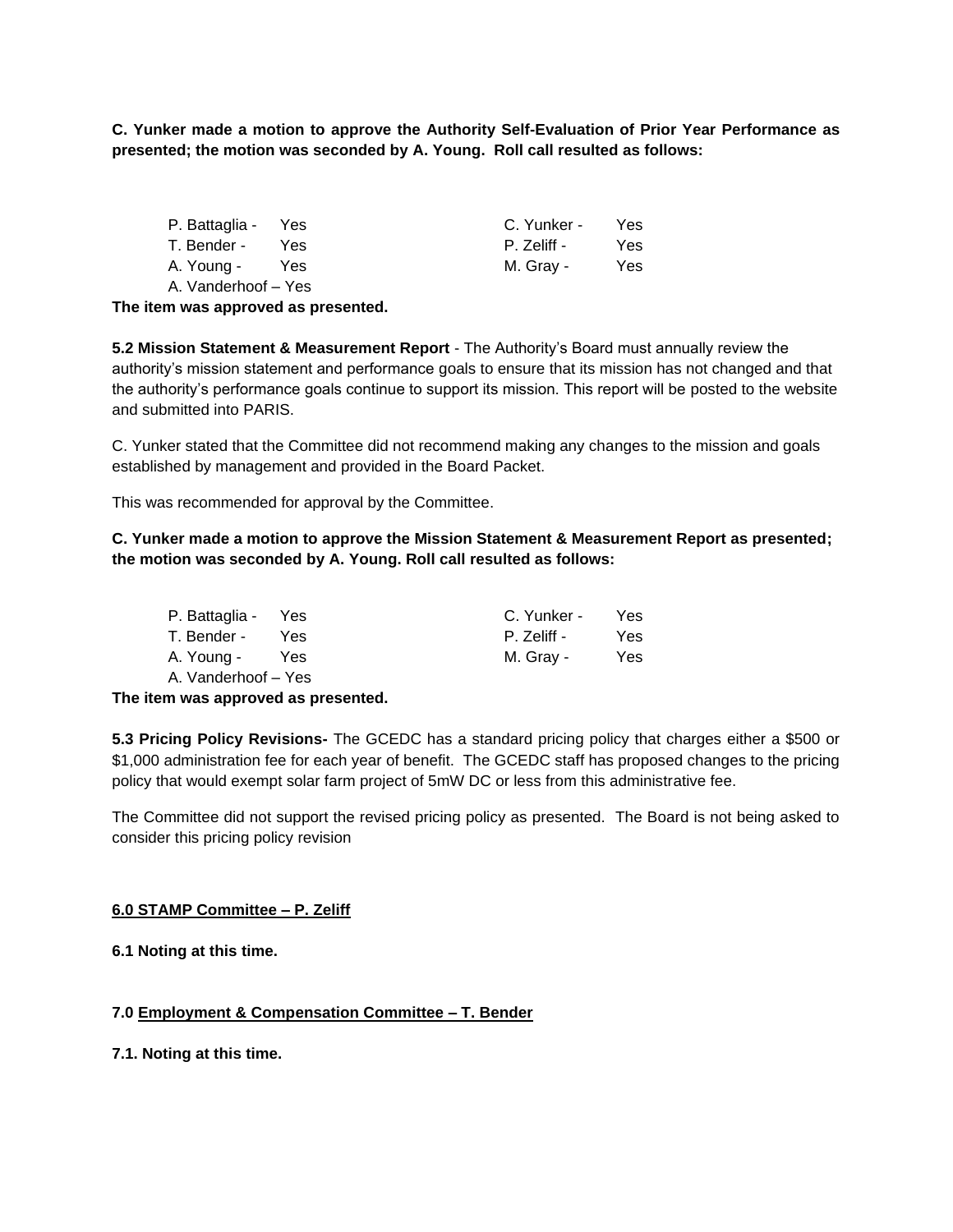**C. Yunker made a motion to approve the Authority Self-Evaluation of Prior Year Performance as presented; the motion was seconded by A. Young. Roll call resulted as follows:**

| | | | |
|---|---|---|---|
| P. Battaglia - | Yes | C. Yunker - | Yes |
| T. Bender - | Yes | P. Zeliff - | Yes |
| A. Young - | Yes | M. Gray - | Yes |
| A. Vanderhoof – Yes | | | |

**The item was approved as presented.**

**5.2 Mission Statement & Measurement Report** - The Authority's Board must annually review the authority's mission statement and performance goals to ensure that its mission has not changed and that the authority's performance goals continue to support its mission. This report will be posted to the website and submitted into PARIS.

C. Yunker stated that the Committee did not recommend making any changes to the mission and goals established by management and provided in the Board Packet.

This was recommended for approval by the Committee.

**C. Yunker made a motion to approve the Mission Statement & Measurement Report as presented; the motion was seconded by A. Young. Roll call resulted as follows:**

| | | | |
|---|---|---|---|
| P. Battaglia - | Yes | C. Yunker - | Yes |
| T. Bender - | Yes | P. Zeliff - | Yes |
| A. Young - | Yes | M. Gray - | Yes |
| A. Vanderhoof – Yes | | | |

**The item was approved as presented.**

**5.3 Pricing Policy Revisions-** The GCEDC has a standard pricing policy that charges either a $500 or $1,000 administration fee for each year of benefit. The GCEDC staff has proposed changes to the pricing policy that would exempt solar farm project of 5mW DC or less from this administrative fee.

The Committee did not support the revised pricing policy as presented. The Board is not being asked to consider this pricing policy revision

**6.0 <u>STAMP Committee – P. Zeliff</u>**

**6.1 Noting at this time.**

**7.0 <u>Employment & Compensation Committee – T. Bender</u>**

**7.1. Noting at this time.**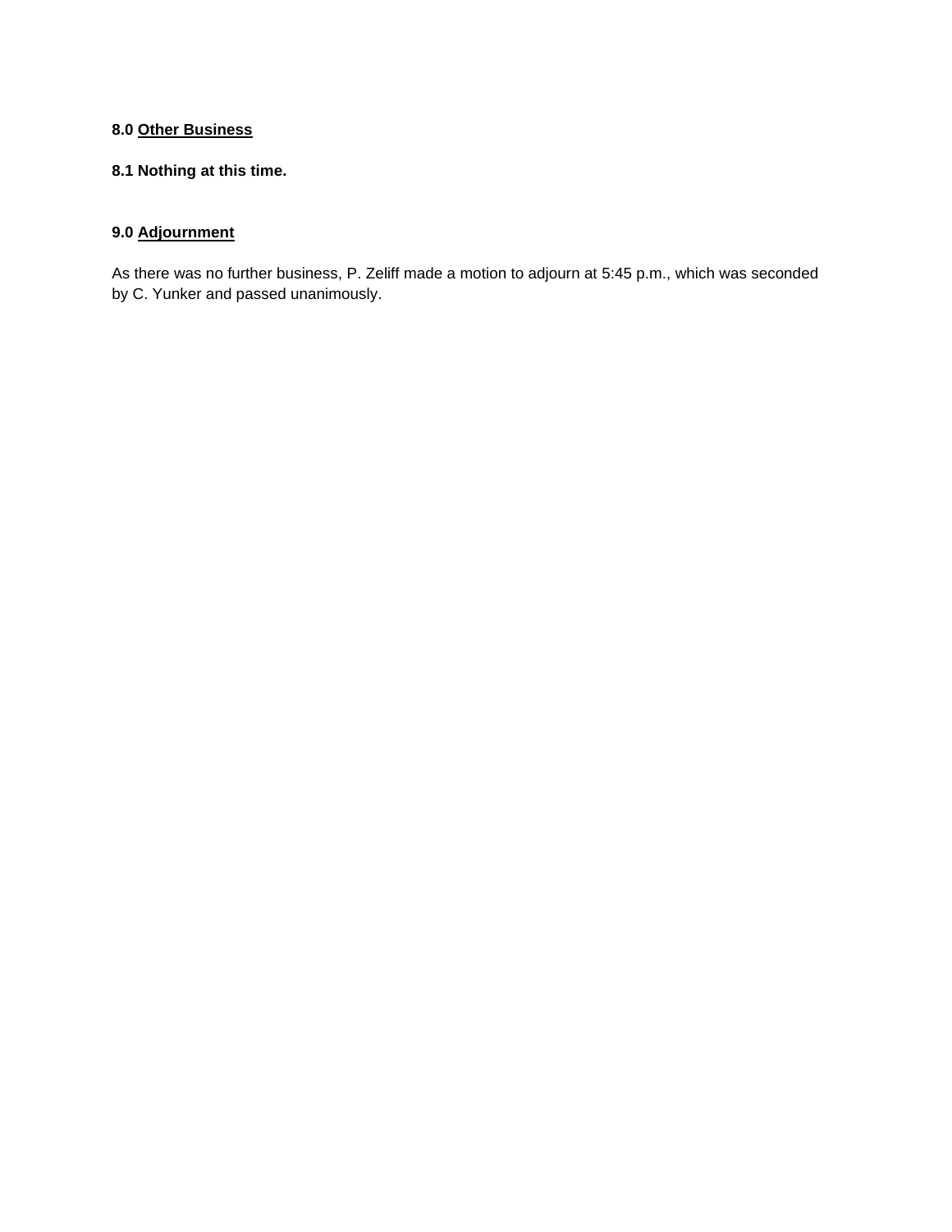**8.0 Other Business**

**8.1 Nothing at this time.**

**9.0 Adjournment**

As there was no further business, P. Zeliff made a motion to adjourn at 5:45 p.m., which was seconded by C. Yunker and passed unanimously.